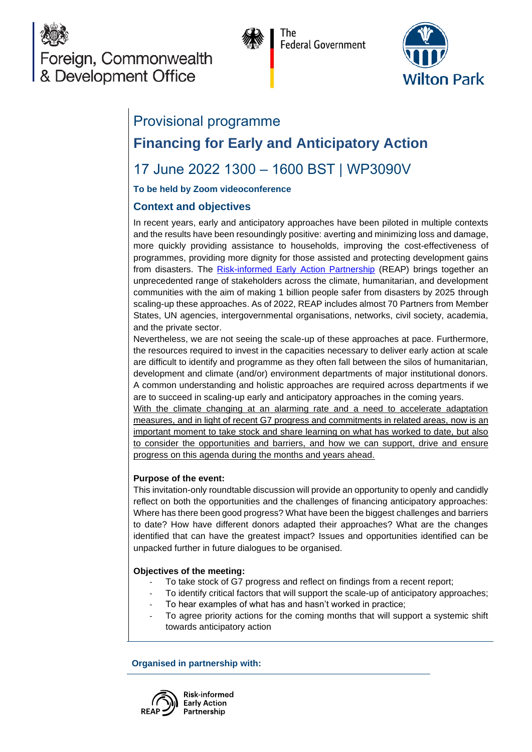Foreign, Commonwealth & Development Office

The Federal Government

Wilton Park

# Provisional programme

## Financing for Early and Anticipatory Action

## 17 June 2022 1300 – 1600 BST | WP3090V

**To be held by Zoom videoconference**

### Context and objectives

In recent years, early and anticipatory approaches have been piloted in multiple contexts and the results have been resoundingly positive: averting and minimizing loss and damage, more quickly providing assistance to households, improving the cost-effectiveness of programmes, providing more dignity for those assisted and protecting development gains from disasters. The Risk-informed Early Action Partnership (REAP) brings together an unprecedented range of stakeholders across the climate, humanitarian, and development communities with the aim of making 1 billion people safer from disasters by 2025 through scaling-up these approaches. As of 2022, REAP includes almost 70 Partners from Member States, UN agencies, intergovernmental organisations, networks, civil society, academia, and the private sector.

Nevertheless, we are not seeing the scale-up of these approaches at pace. Furthermore, the resources required to invest in the capacities necessary to deliver early action at scale are difficult to identify and programme as they often fall between the silos of humanitarian, development and climate (and/or) environment departments of major institutional donors. A common understanding and holistic approaches are required across departments if we are to succeed in scaling-up early and anticipatory approaches in the coming years.

With the climate changing at an alarming rate and a need to accelerate adaptation measures, and in light of recent G7 progress and commitments in related areas, now is an important moment to take stock and share learning on what has worked to date, but also to consider the opportunities and barriers, and how we can support, drive and ensure progress on this agenda during the months and years ahead.

**Purpose of the event:**

This invitation-only roundtable discussion will provide an opportunity to openly and candidly reflect on both the opportunities and the challenges of financing anticipatory approaches: Where has there been good progress? What have been the biggest challenges and barriers to date? How have different donors adapted their approaches? What are the changes identified that can have the greatest impact? Issues and opportunities identified can be unpacked further in future dialogues to be organised.

**Objectives of the meeting:**

- To take stock of G7 progress and reflect on findings from a recent report;
- To identify critical factors that will support the scale-up of anticipatory approaches;
- To hear examples of what has and hasn't worked in practice;
- To agree priority actions for the coming months that will support a systemic shift towards anticipatory action

**Organised in partnership with:**

REAP – Risk-informed Early Action Partnership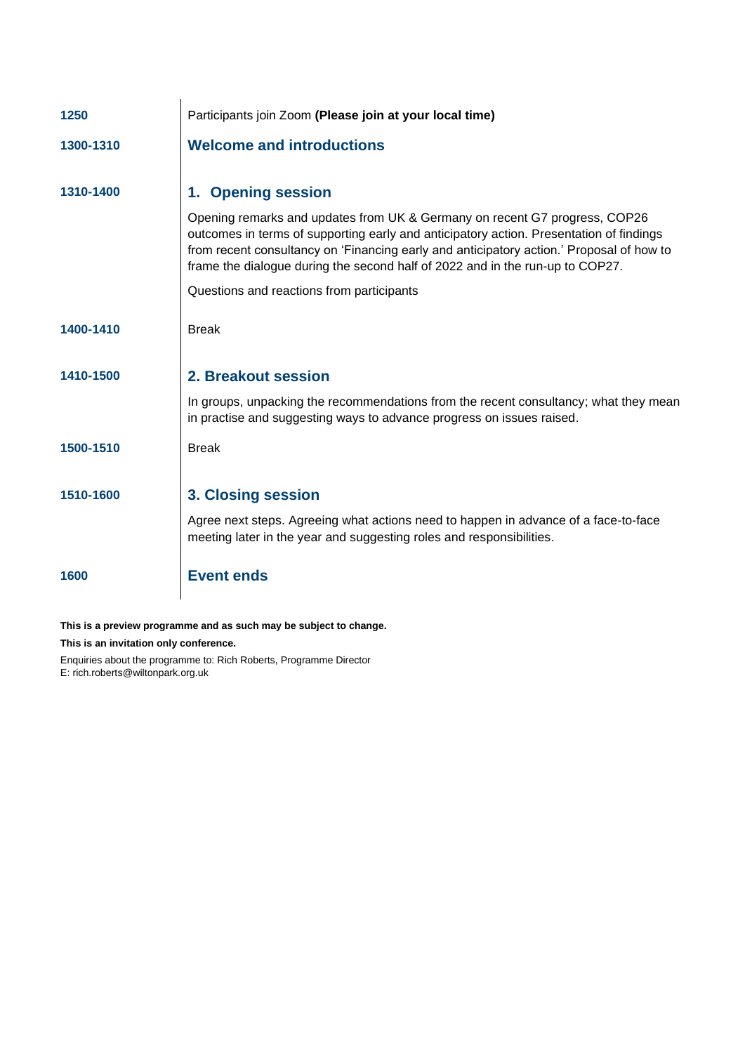| | |
|---|---|
| **1250** | Participants join Zoom **(Please join at your local time)** |
| **1300-1310** | **Welcome and introductions** |
| **1310-1400** | **1. Opening session**<br><br>Opening remarks and updates from UK & Germany on recent G7 progress, COP26 outcomes in terms of supporting early and anticipatory action. Presentation of findings from recent consultancy on 'Financing early and anticipatory action.' Proposal of how to frame the dialogue during the second half of 2022 and in the run-up to COP27.<br><br>Questions and reactions from participants |
| **1400-1410** | Break |
| **1410-1500** | **2. Breakout session**<br><br>In groups, unpacking the recommendations from the recent consultancy; what they mean in practise and suggesting ways to advance progress on issues raised. |
| **1500-1510** | Break |
| **1510-1600** | **3. Closing session**<br><br>Agree next steps. Agreeing what actions need to happen in advance of a face-to-face meeting later in the year and suggesting roles and responsibilities. |
| **1600** | **Event ends** |

**This is a preview programme and as such may be subject to change.**

**This is an invitation only conference.**

Enquiries about the programme to: Rich Roberts, Programme Director
E: rich.roberts@wiltonpark.org.uk